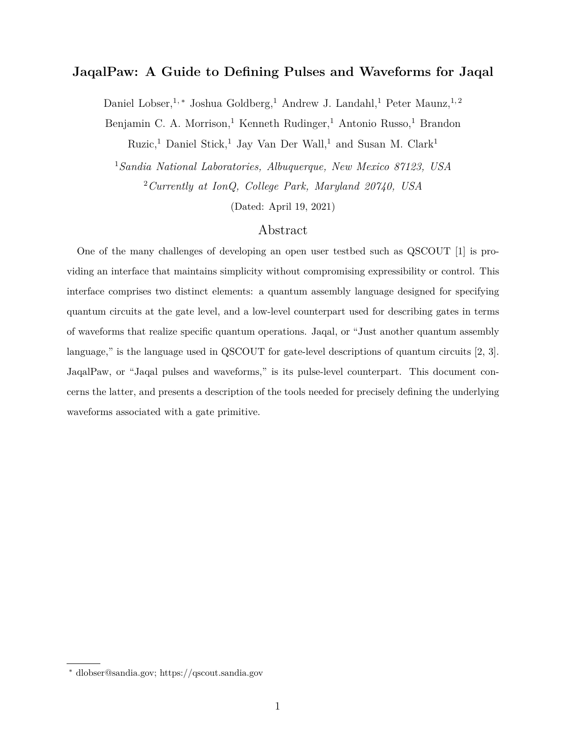# JaqalPaw: A Guide to Defining Pulses and Waveforms for Jaqal

Daniel Lobser,[1,*] Joshua Goldberg,[1] Andrew J. Landahl,[1] Peter Maunz,[1,2] Benjamin C. A. Morrison,[1] Kenneth Rudinger,[1] Antonio Russo,[1] Brandon Ruzic,[1] Daniel Stick,[1] Jay Van Der Wall,[1] and Susan M. Clark[1]

[1] *Sandia National Laboratories, Albuquerque, New Mexico 87123, USA*

[2] *Currently at IonQ, College Park, Maryland 20740, USA*

(Dated: April 19, 2021)

## Abstract

One of the many challenges of developing an open user testbed such as QSCOUT [1] is providing an interface that maintains simplicity without compromising expressibility or control. This interface comprises two distinct elements: a quantum assembly language designed for specifying quantum circuits at the gate level, and a low-level counterpart used for describing gates in terms of waveforms that realize specific quantum operations. Jaqal, or "Just another quantum assembly language," is the language used in QSCOUT for gate-level descriptions of quantum circuits [2, 3]. JaqalPaw, or "Jaqal pulses and waveforms," is its pulse-level counterpart. This document concerns the latter, and presents a description of the tools needed for precisely defining the underlying waveforms associated with a gate primitive.

---

* dlobser@sandia.gov; https://qscout.sandia.gov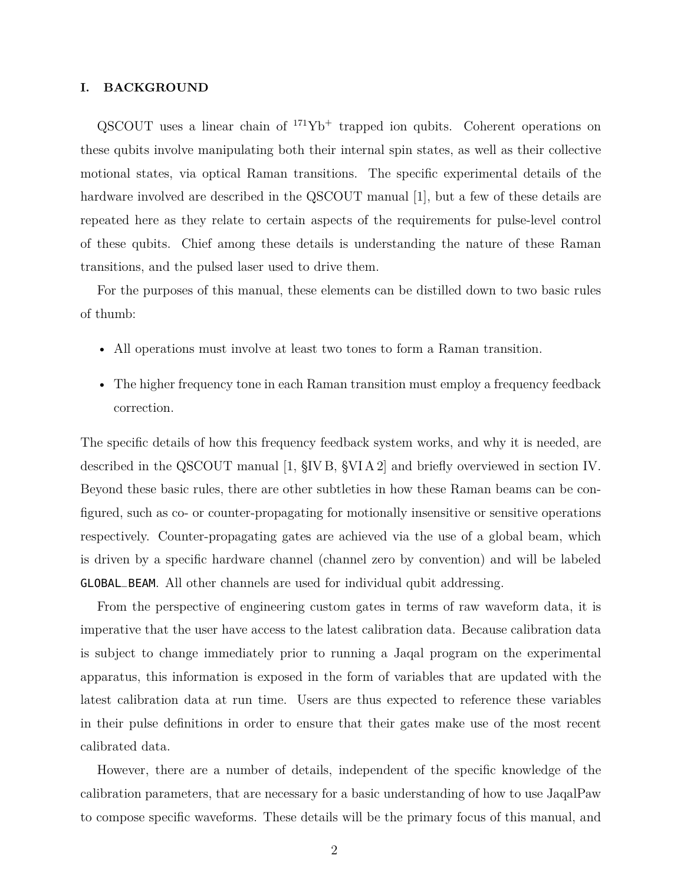## I. BACKGROUND

QSCOUT uses a linear chain of $^{171}\text{Yb}^{+}$ trapped ion qubits. Coherent operations on these qubits involve manipulating both their internal spin states, as well as their collective motional states, via optical Raman transitions. The specific experimental details of the hardware involved are described in the QSCOUT manual [1], but a few of these details are repeated here as they relate to certain aspects of the requirements for pulse-level control of these qubits. Chief among these details is understanding the nature of these Raman transitions, and the pulsed laser used to drive them.

For the purposes of this manual, these elements can be distilled down to two basic rules of thumb:

- All operations must involve at least two tones to form a Raman transition.
- The higher frequency tone in each Raman transition must employ a frequency feedback correction.

The specific details of how this frequency feedback system works, and why it is needed, are described in the QSCOUT manual [1, §IV B, §VI A 2] and briefly overviewed in section IV. Beyond these basic rules, there are other subtleties in how these Raman beams can be configured, such as co- or counter-propagating for motionally insensitive or sensitive operations respectively. Counter-propagating gates are achieved via the use of a global beam, which is driven by a specific hardware channel (channel zero by convention) and will be labeled `GLOBAL_BEAM`. All other channels are used for individual qubit addressing.

From the perspective of engineering custom gates in terms of raw waveform data, it is imperative that the user have access to the latest calibration data. Because calibration data is subject to change immediately prior to running a Jaqal program on the experimental apparatus, this information is exposed in the form of variables that are updated with the latest calibration data at run time. Users are thus expected to reference these variables in their pulse definitions in order to ensure that their gates make use of the most recent calibrated data.

However, there are a number of details, independent of the specific knowledge of the calibration parameters, that are necessary for a basic understanding of how to use JaqalPaw to compose specific waveforms. These details will be the primary focus of this manual, and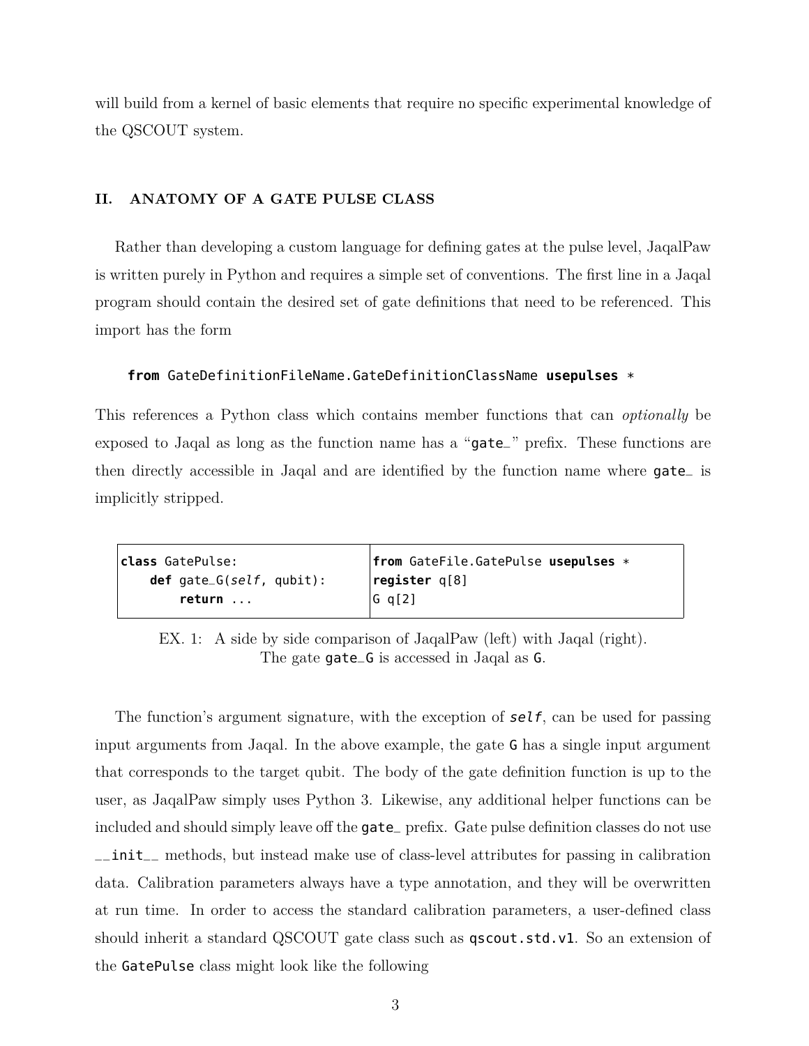will build from a kernel of basic elements that require no specific experimental knowledge of the QSCOUT system.

## II. ANATOMY OF A GATE PULSE CLASS

Rather than developing a custom language for defining gates at the pulse level, JaqalPaw is written purely in Python and requires a simple set of conventions. The first line in a Jaqal program should contain the desired set of gate definitions that need to be referenced. This import has the form

```
from GateDefinitionFileName.GateDefinitionClassName usepulses *
```

This references a Python class which contains member functions that can *optionally* be exposed to Jaqal as long as the function name has a "`gate_`" prefix. These functions are then directly accessible in Jaqal and are identified by the function name where `gate_` is implicitly stripped.

| JaqalPaw | Jaqal |
|---|---|
| `class GatePulse:`<br>`    def gate_G(self, qubit):`<br>`        return ...` | `from GateFile.GatePulse usepulses *`<br>`register q[8]`<br>`G q[2]` |

EX. 1: A side by side comparison of JaqalPaw (left) with Jaqal (right). The gate `gate_G` is accessed in Jaqal as `G`.

The function's argument signature, with the exception of ***self***, can be used for passing input arguments from Jaqal. In the above example, the gate `G` has a single input argument that corresponds to the target qubit. The body of the gate definition function is up to the user, as JaqalPaw simply uses Python 3. Likewise, any additional helper functions can be included and should simply leave off the `gate_` prefix. Gate pulse definition classes do not use `__init__` methods, but instead make use of class-level attributes for passing in calibration data. Calibration parameters always have a type annotation, and they will be overwritten at run time. In order to access the standard calibration parameters, a user-defined class should inherit a standard QSCOUT gate class such as `qscout.std.v1`. So an extension of the `GatePulse` class might look like the following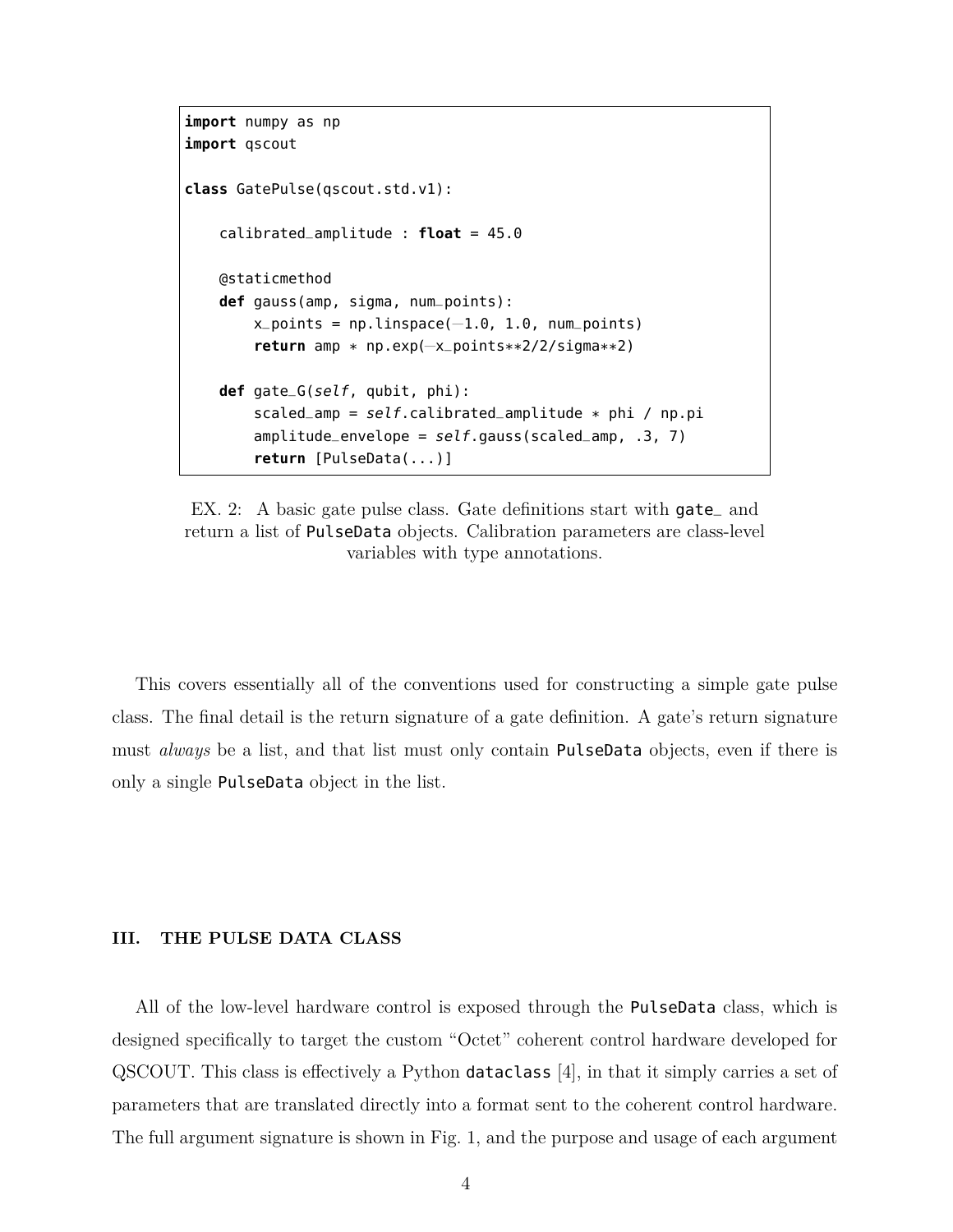```
import numpy as np
import qscout

class GatePulse(qscout.std.v1):

    calibrated_amplitude : float = 45.0

    @staticmethod
    def gauss(amp, sigma, num_points):
        x_points = np.linspace(-1.0, 1.0, num_points)
        return amp * np.exp(-x_points**2/2/sigma**2)

    def gate_G(self, qubit, phi):
        scaled_amp = self.calibrated_amplitude * phi / np.pi
        amplitude_envelope = self.gauss(scaled_amp, .3, 7)
        return [PulseData(...)]
```

EX. 2: A basic gate pulse class. Gate definitions start with `gate_` and return a list of `PulseData` objects. Calibration parameters are class-level variables with type annotations.

This covers essentially all of the conventions used for constructing a simple gate pulse class. The final detail is the return signature of a gate definition. A gate's return signature must *always* be a list, and that list must only contain `PulseData` objects, even if there is only a single `PulseData` object in the list.

## III. THE PULSE DATA CLASS

All of the low-level hardware control is exposed through the `PulseData` class, which is designed specifically to target the custom "Octet" coherent control hardware developed for QSCOUT. This class is effectively a Python `dataclass` [4], in that it simply carries a set of parameters that are translated directly into a format sent to the coherent control hardware. The full argument signature is shown in Fig. 1, and the purpose and usage of each argument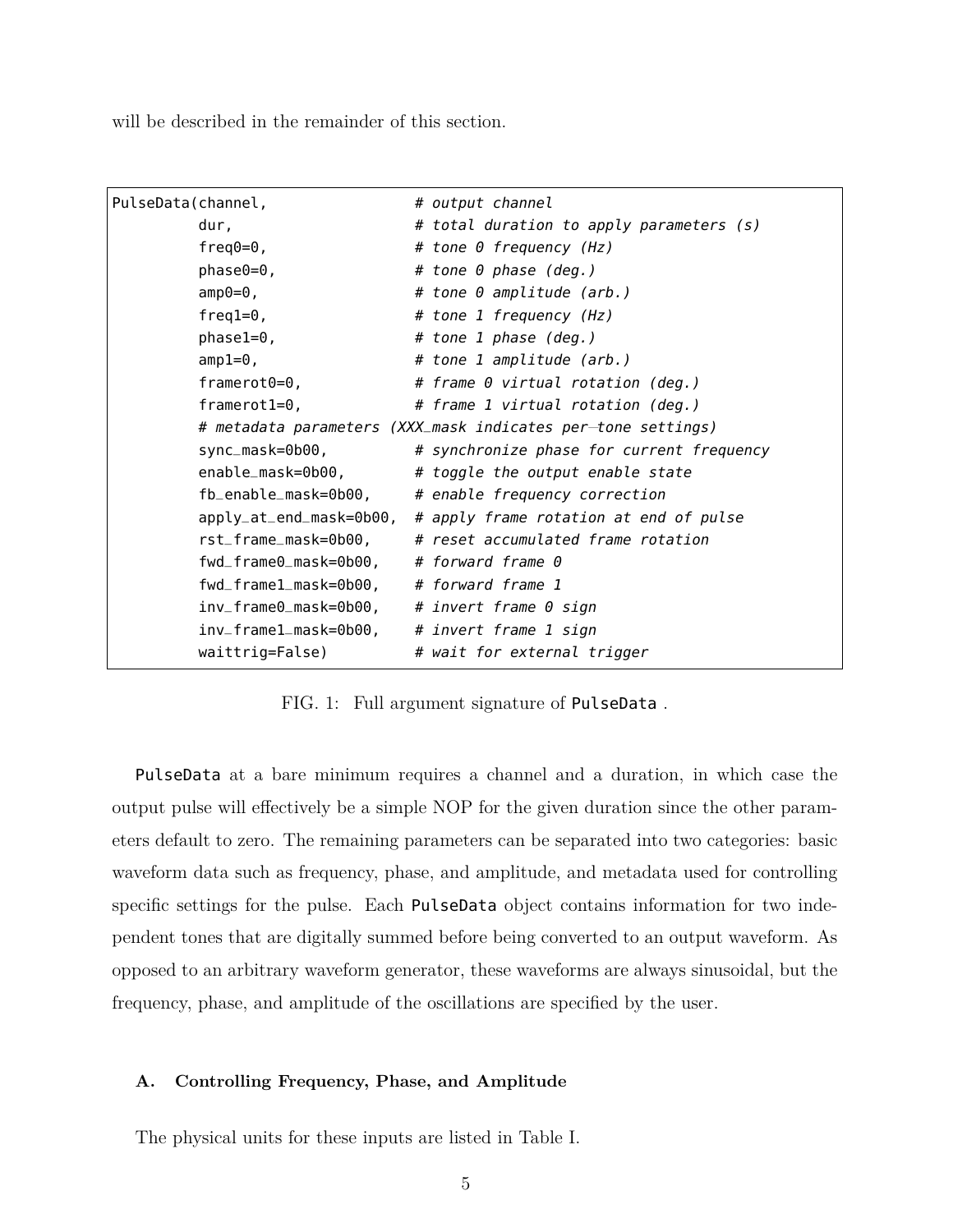will be described in the remainder of this section.

```
PulseData(channel,                # output channel
          dur,                    # total duration to apply parameters (s)
          freq0=0,                # tone 0 frequency (Hz)
          phase0=0,               # tone 0 phase (deg.)
          amp0=0,                 # tone 0 amplitude (arb.)
          freq1=0,                # tone 1 frequency (Hz)
          phase1=0,               # tone 1 phase (deg.)
          amp1=0,                 # tone 1 amplitude (arb.)
          framerot0=0,            # frame 0 virtual rotation (deg.)
          framerot1=0,            # frame 1 virtual rotation (deg.)
          # metadata parameters (XXX_mask indicates per-tone settings)
          sync_mask=0b00,         # synchronize phase for current frequency
          enable_mask=0b00,       # toggle the output enable state
          fb_enable_mask=0b00,    # enable frequency correction
          apply_at_end_mask=0b00, # apply frame rotation at end of pulse
          rst_frame_mask=0b00,    # reset accumulated frame rotation
          fwd_frame0_mask=0b00,   # forward frame 0
          fwd_frame1_mask=0b00,   # forward frame 1
          inv_frame0_mask=0b00,   # invert frame 0 sign
          inv_frame1_mask=0b00,   # invert frame 1 sign
          waittrig=False)         # wait for external trigger
```

FIG. 1: Full argument signature of `PulseData` .

`PulseData` at a bare minimum requires a channel and a duration, in which case the output pulse will effectively be a simple NOP for the given duration since the other parameters default to zero. The remaining parameters can be separated into two categories: basic waveform data such as frequency, phase, and amplitude, and metadata used for controlling specific settings for the pulse. Each `PulseData` object contains information for two independent tones that are digitally summed before being converted to an output waveform. As opposed to an arbitrary waveform generator, these waveforms are always sinusoidal, but the frequency, phase, and amplitude of the oscillations are specified by the user.

### A. Controlling Frequency, Phase, and Amplitude

The physical units for these inputs are listed in Table I.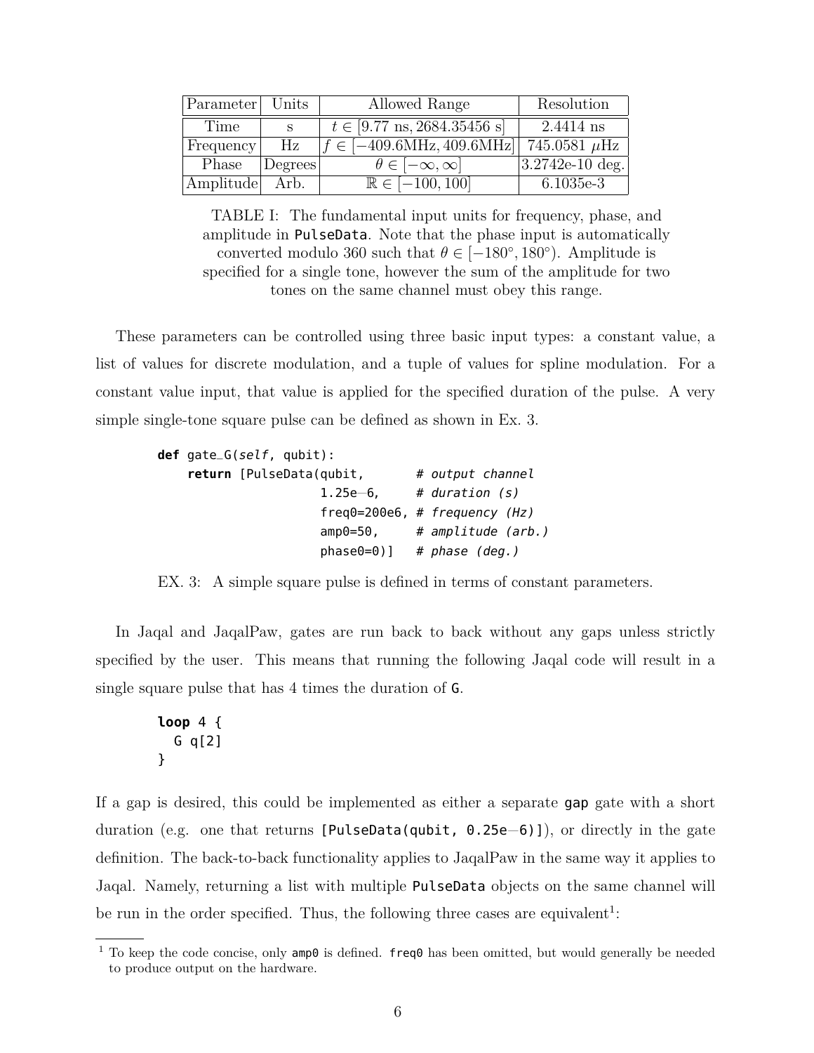| Parameter | Units | Allowed Range | Resolution |
| --- | --- | --- | --- |
| Time | s | $t \in [9.77\text{ ns}, 2684.35456\text{ s}]$ | 2.4414 ns |
| Frequency | Hz | $f \in [-409.6\text{MHz}, 409.6\text{MHz}]$ | 745.0581 $\mu$Hz |
| Phase | Degrees | $\theta \in [-\infty, \infty]$ | 3.2742e-10 deg. |
| Amplitude | Arb. | $\mathbb{R} \in [-100, 100]$ | 6.1035e-3 |

TABLE I: The fundamental input units for frequency, phase, and amplitude in `PulseData`. Note that the phase input is automatically converted modulo 360 such that $\theta \in [-180°, 180°)$. Amplitude is specified for a single tone, however the sum of the amplitude for two tones on the same channel must obey this range.

These parameters can be controlled using three basic input types: a constant value, a list of values for discrete modulation, and a tuple of values for spline modulation. For a constant value input, that value is applied for the specified duration of the pulse. A very simple single-tone square pulse can be defined as shown in Ex. 3.

```
def gate_G(self, qubit):
    return [PulseData(qubit,        # output channel
                      1.25e-6,      # duration (s)
                      freq0=200e6,  # frequency (Hz)
                      amp0=50,      # amplitude (arb.)
                      phase0=0)]    # phase (deg.)
```

EX. 3: A simple square pulse is defined in terms of constant parameters.

In Jaqal and JaqalPaw, gates are run back to back without any gaps unless strictly specified by the user. This means that running the following Jaqal code will result in a single square pulse that has 4 times the duration of `G`.

```
loop 4 {
  G q[2]
}
```

If a gap is desired, this could be implemented as either a separate `gap` gate with a short duration (e.g. one that returns `[PulseData(qubit, 0.25e-6)]`), or directly in the gate definition. The back-to-back functionality applies to JaqalPaw in the same way it applies to Jaqal. Namely, returning a list with multiple `PulseData` objects on the same channel will be run in the order specified. Thus, the following three cases are equivalent[1]:

[1] To keep the code concise, only `amp0` is defined. `freq0` has been omitted, but would generally be needed to produce output on the hardware.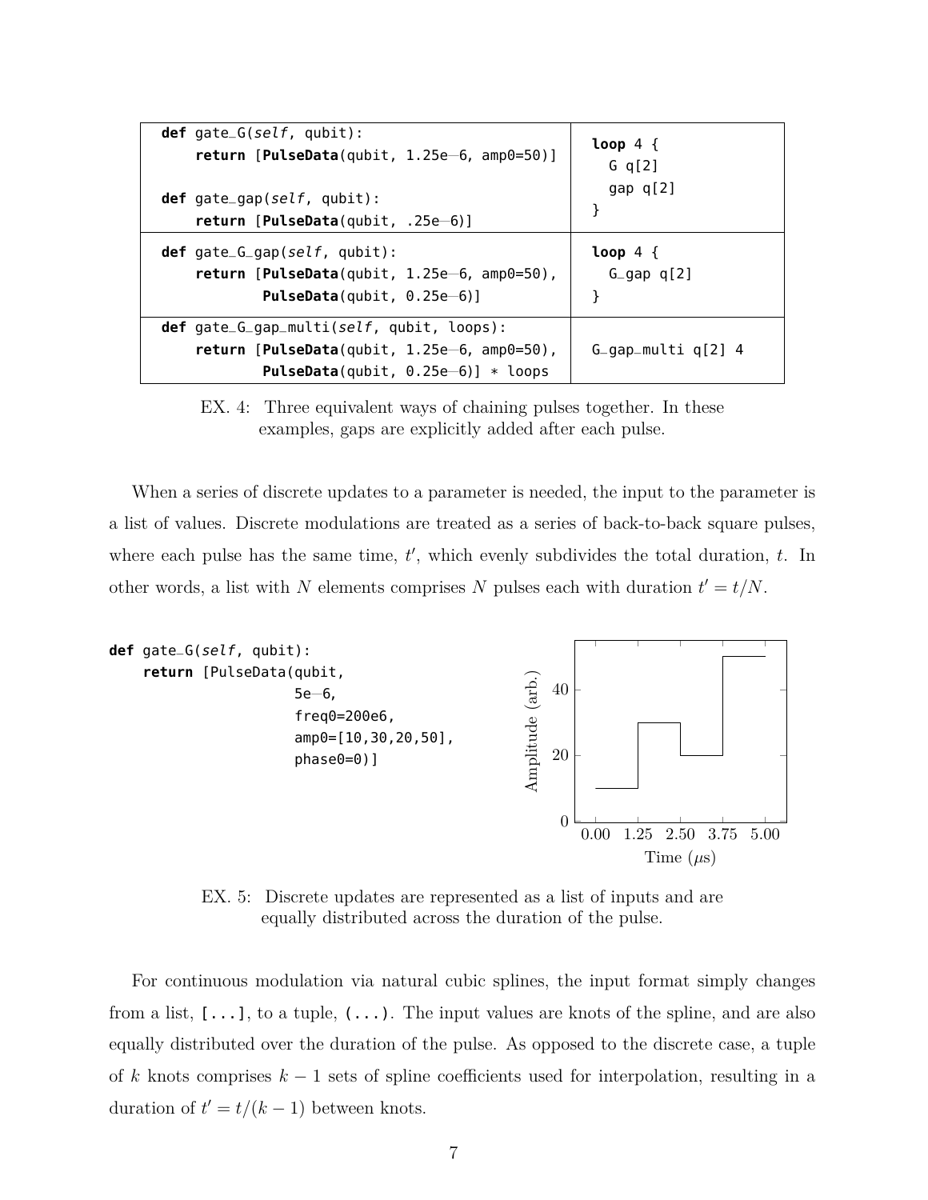| | |
|---|---|
| `def gate_G(self, qubit):`<br>`    return [PulseData(qubit, 1.25e-6, amp0=50)]`<br><br>`def gate_gap(self, qubit):`<br>`    return [PulseData(qubit, .25e-6)]` | `loop 4 {`<br>`  G q[2]`<br>`  gap q[2]`<br>`}` |
| `def gate_G_gap(self, qubit):`<br>`    return [PulseData(qubit, 1.25e-6, amp0=50),`<br>`            PulseData(qubit, 0.25e-6)]` | `loop 4 {`<br>`  G_gap q[2]`<br>`}` |
| `def gate_G_gap_multi(self, qubit, loops):`<br>`    return [PulseData(qubit, 1.25e-6, amp0=50),`<br>`            PulseData(qubit, 0.25e-6)] * loops` | `G_gap_multi q[2] 4` |

EX. 4: Three equivalent ways of chaining pulses together. In these examples, gaps are explicitly added after each pulse.

When a series of discrete updates to a parameter is needed, the input to the parameter is a list of values. Discrete modulations are treated as a series of back-to-back square pulses, where each pulse has the same time, $t'$, which evenly subdivides the total duration, $t$. In other words, a list with $N$ elements comprises $N$ pulses each with duration $t' = t/N$.

```
def gate_G(self, qubit):
    return [PulseData(qubit,
                      5e-6,
                      freq0=200e6,
                      amp0=[10,30,20,50],
                      phase0=0)]
```

EX. 5: Discrete updates are represented as a list of inputs and are equally distributed across the duration of the pulse.

For continuous modulation via natural cubic splines, the input format simply changes from a list, `[...]`, to a tuple, `(...)`. The input values are knots of the spline, and are also equally distributed over the duration of the pulse. As opposed to the discrete case, a tuple of $k$ knots comprises $k-1$ sets of spline coefficients used for interpolation, resulting in a duration of $t' = t/(k-1)$ between knots.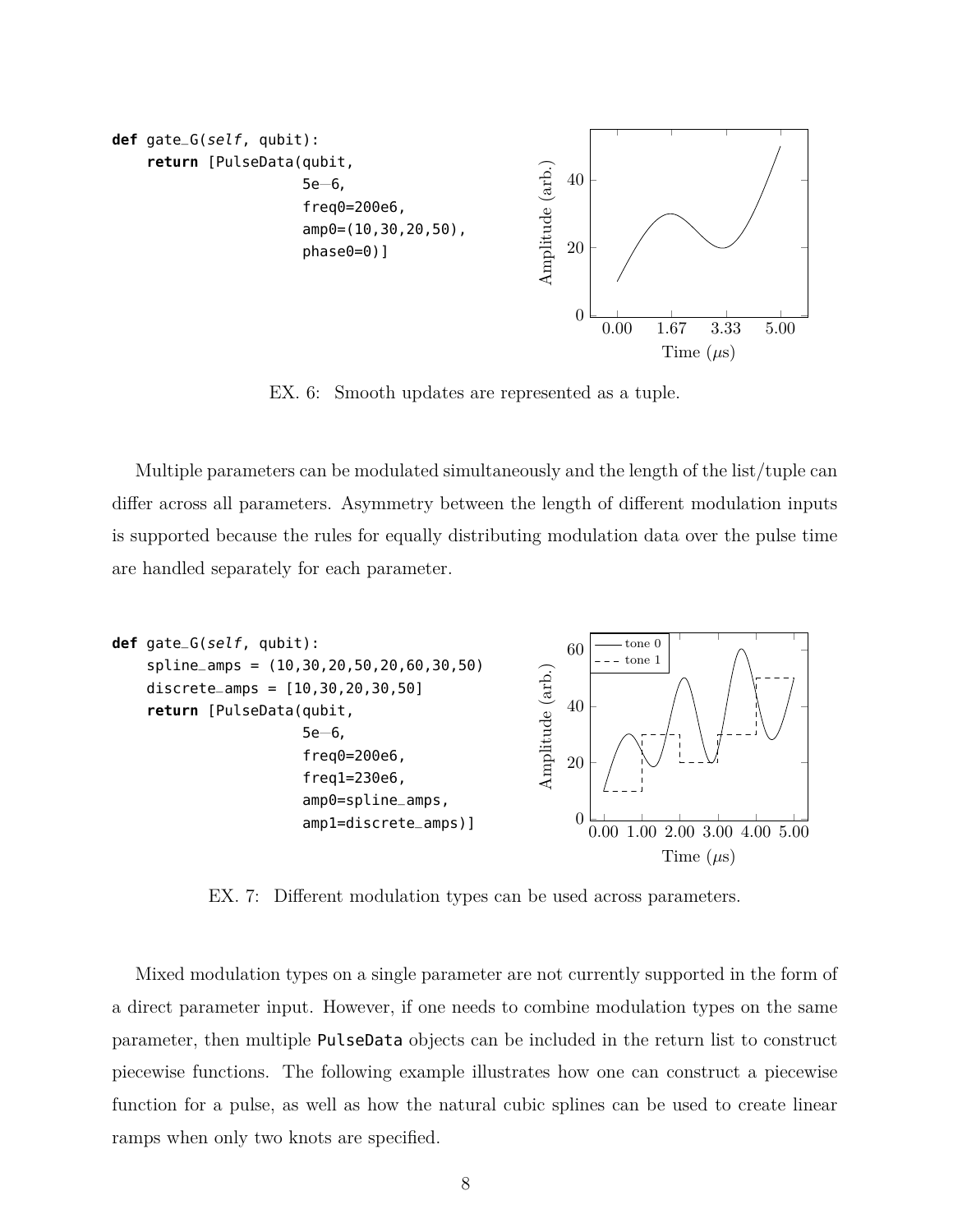```
def gate_G(self, qubit):
    return [PulseData(qubit,
                      5e-6,
                      freq0=200e6,
                      amp0=(10,30,20,50),
                      phase0=0)]
```

EX. 6: Smooth updates are represented as a tuple.

Multiple parameters can be modulated simultaneously and the length of the list/tuple can differ across all parameters. Asymmetry between the length of different modulation inputs is supported because the rules for equally distributing modulation data over the pulse time are handled separately for each parameter.

```
def gate_G(self, qubit):
    spline_amps = (10,30,20,50,20,60,30,50)
    discrete_amps = [10,30,20,30,50]
    return [PulseData(qubit,
                      5e-6,
                      freq0=200e6,
                      freq1=230e6,
                      amp0=spline_amps,
                      amp1=discrete_amps)]
```

EX. 7: Different modulation types can be used across parameters.

Mixed modulation types on a single parameter are not currently supported in the form of a direct parameter input. However, if one needs to combine modulation types on the same parameter, then multiple `PulseData` objects can be included in the return list to construct piecewise functions. The following example illustrates how one can construct a piecewise function for a pulse, as well as how the natural cubic splines can be used to create linear ramps when only two knots are specified.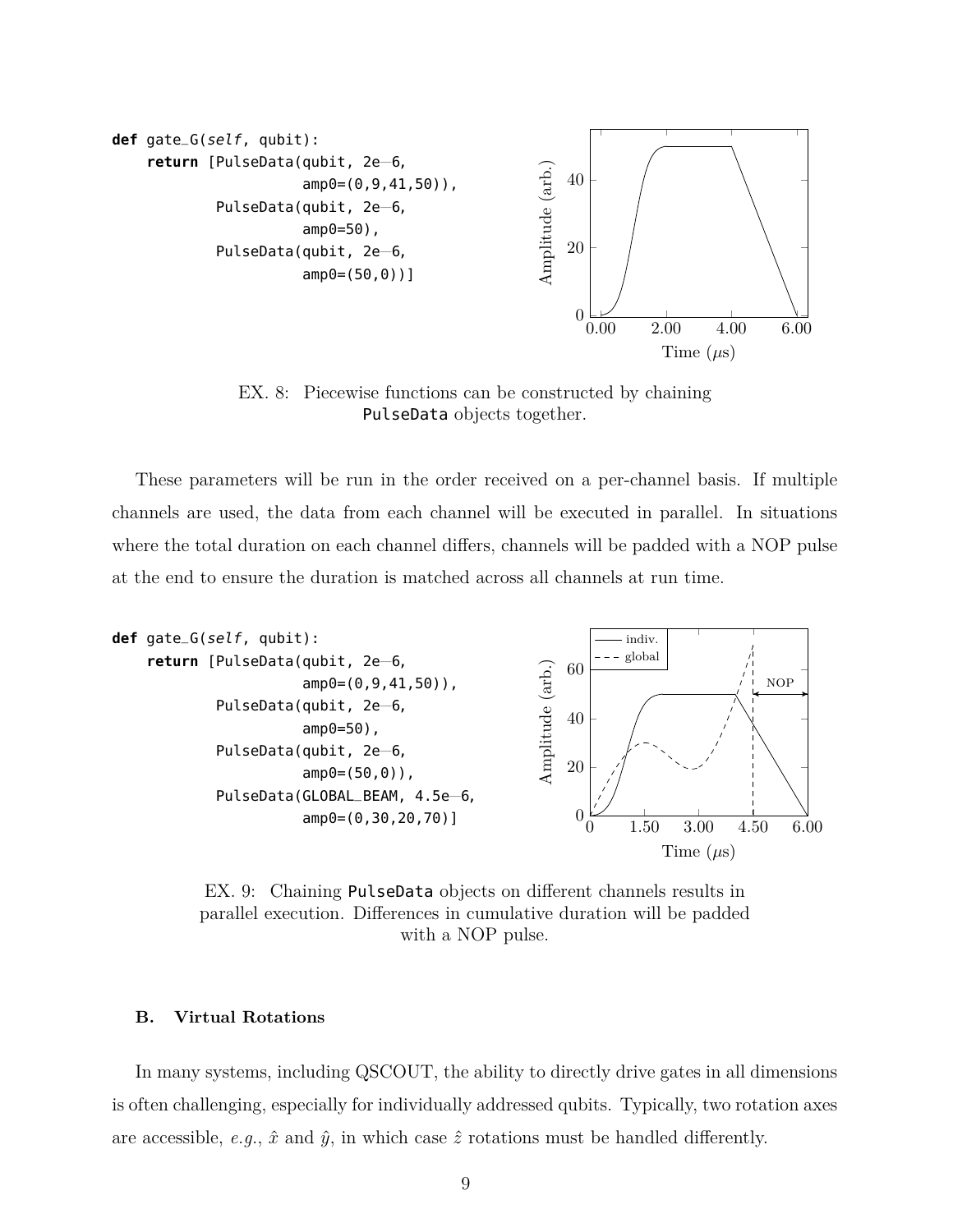```python
def gate_G(self, qubit):
    return [PulseData(qubit, 2e-6,
                      amp0=(0,9,41,50)),
            PulseData(qubit, 2e-6,
                      amp0=50),
            PulseData(qubit, 2e-6,
                      amp0=(50,0))]
```

EX. 8: Piecewise functions can be constructed by chaining `PulseData` objects together.

These parameters will be run in the order received on a per-channel basis. If multiple channels are used, the data from each channel will be executed in parallel. In situations where the total duration on each channel differs, channels will be padded with a NOP pulse at the end to ensure the duration is matched across all channels at run time.

```python
def gate_G(self, qubit):
    return [PulseData(qubit, 2e-6,
                      amp0=(0,9,41,50)),
            PulseData(qubit, 2e-6,
                      amp0=50),
            PulseData(qubit, 2e-6,
                      amp0=(50,0)),
            PulseData(GLOBAL_BEAM, 4.5e-6,
                      amp0=(0,30,20,70)]
```

EX. 9: Chaining `PulseData` objects on different channels results in parallel execution. Differences in cumulative duration will be padded with a NOP pulse.

### B. Virtual Rotations

In many systems, including QSCOUT, the ability to directly drive gates in all dimensions is often challenging, especially for individually addressed qubits. Typically, two rotation axes are accessible, *e.g.*, $\hat{x}$ and $\hat{y}$, in which case $\hat{z}$ rotations must be handled differently.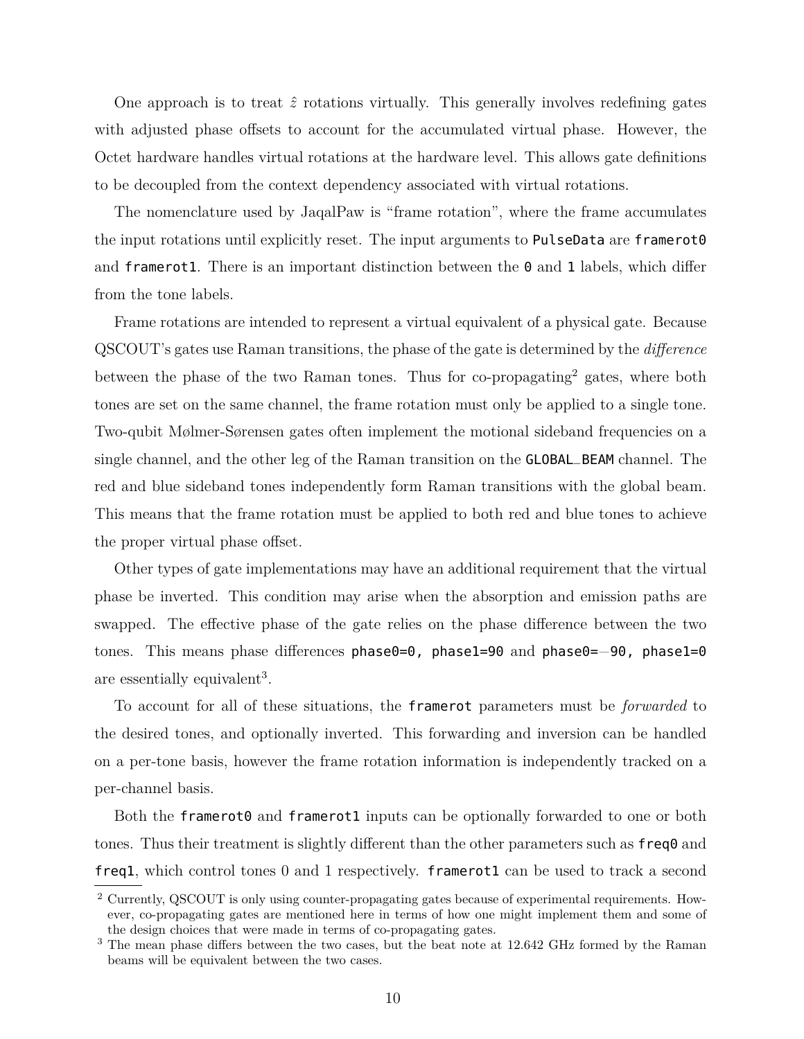One approach is to treat $\hat{z}$ rotations virtually. This generally involves redefining gates with adjusted phase offsets to account for the accumulated virtual phase. However, the Octet hardware handles virtual rotations at the hardware level. This allows gate definitions to be decoupled from the context dependency associated with virtual rotations.

The nomenclature used by JaqalPaw is "frame rotation", where the frame accumulates the input rotations until explicitly reset. The input arguments to `PulseData` are `framerot0` and `framerot1`. There is an important distinction between the `0` and `1` labels, which differ from the tone labels.

Frame rotations are intended to represent a virtual equivalent of a physical gate. Because QSCOUT's gates use Raman transitions, the phase of the gate is determined by the *difference* between the phase of the two Raman tones. Thus for co-propagating[2] gates, where both tones are set on the same channel, the frame rotation must only be applied to a single tone. Two-qubit Mølmer-Sørensen gates often implement the motional sideband frequencies on a single channel, and the other leg of the Raman transition on the `GLOBAL_BEAM` channel. The red and blue sideband tones independently form Raman transitions with the global beam. This means that the frame rotation must be applied to both red and blue tones to achieve the proper virtual phase offset.

Other types of gate implementations may have an additional requirement that the virtual phase be inverted. This condition may arise when the absorption and emission paths are swapped. The effective phase of the gate relies on the phase difference between the two tones. This means phase differences `phase0=0, phase1=90` and `phase0=−90, phase1=0` are essentially equivalent[3].

To account for all of these situations, the `framerot` parameters must be *forwarded* to the desired tones, and optionally inverted. This forwarding and inversion can be handled on a per-tone basis, however the frame rotation information is independently tracked on a per-channel basis.

Both the `framerot0` and `framerot1` inputs can be optionally forwarded to one or both tones. Thus their treatment is slightly different than the other parameters such as `freq0` and `freq1`, which control tones 0 and 1 respectively. `framerot1` can be used to track a second

[2] Currently, QSCOUT is only using counter-propagating gates because of experimental requirements. However, co-propagating gates are mentioned here in terms of how one might implement them and some of the design choices that were made in terms of co-propagating gates.

[3] The mean phase differs between the two cases, but the beat note at 12.642 GHz formed by the Raman beams will be equivalent between the two cases.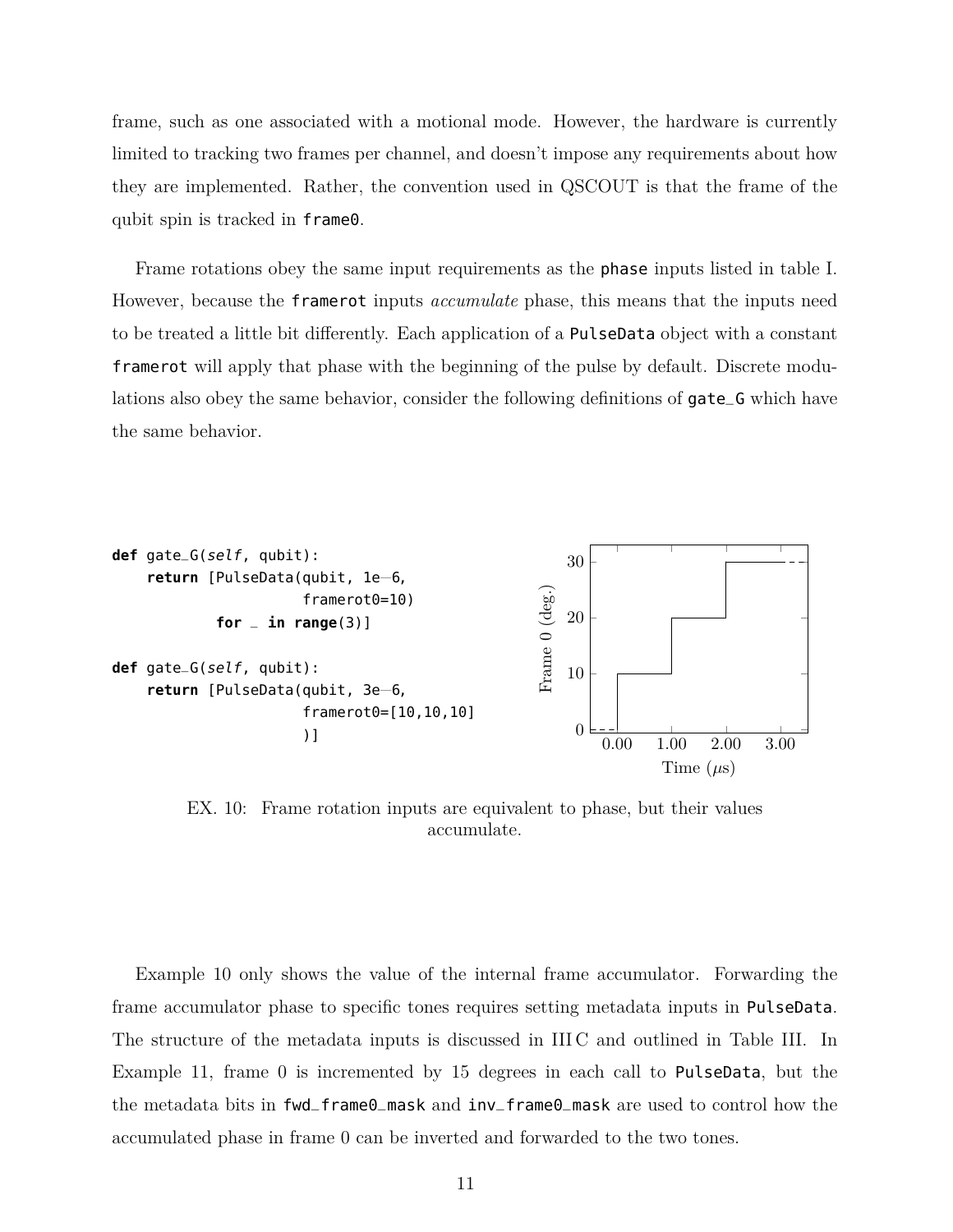frame, such as one associated with a motional mode. However, the hardware is currently limited to tracking two frames per channel, and doesn't impose any requirements about how they are implemented. Rather, the convention used in QSCOUT is that the frame of the qubit spin is tracked in `frame0`.

Frame rotations obey the same input requirements as the `phase` inputs listed in table I. However, because the `framerot` inputs *accumulate* phase, this means that the inputs need to be treated a little bit differently. Each application of a `PulseData` object with a constant `framerot` will apply that phase with the beginning of the pulse by default. Discrete modulations also obey the same behavior, consider the following definitions of `gate_G` which have the same behavior.

```
def gate_G(self, qubit):
    return [PulseData(qubit, 1e-6,
                      framerot0=10)
            for _ in range(3)]

def gate_G(self, qubit):
    return [PulseData(qubit, 3e-6,
                      framerot0=[10,10,10]
                      )]
```

EX. 10: Frame rotation inputs are equivalent to phase, but their values accumulate.

Example 10 only shows the value of the internal frame accumulator. Forwarding the frame accumulator phase to specific tones requires setting metadata inputs in `PulseData`. The structure of the metadata inputs is discussed in III C and outlined in Table III. In Example 11, frame 0 is incremented by 15 degrees in each call to `PulseData`, but the the metadata bits in `fwd_frame0_mask` and `inv_frame0_mask` are used to control how the accumulated phase in frame 0 can be inverted and forwarded to the two tones.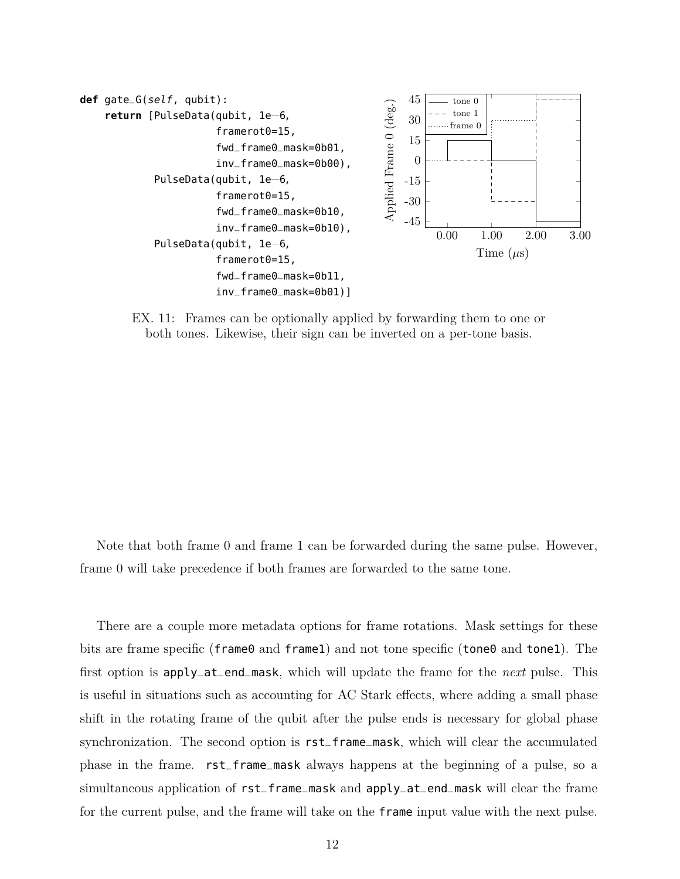```
def gate_G(self, qubit):
    return [PulseData(qubit, 1e-6,
                      framerot0=15,
                      fwd_frame0_mask=0b01,
                      inv_frame0_mask=0b00),
            PulseData(qubit, 1e-6,
                      framerot0=15,
                      fwd_frame0_mask=0b10,
                      inv_frame0_mask=0b10),
            PulseData(qubit, 1e-6,
                      framerot0=15,
                      fwd_frame0_mask=0b11,
                      inv_frame0_mask=0b01)]
```

EX. 11: Frames can be optionally applied by forwarding them to one or both tones. Likewise, their sign can be inverted on a per-tone basis.

Note that both frame 0 and frame 1 can be forwarded during the same pulse. However, frame 0 will take precedence if both frames are forwarded to the same tone.

There are a couple more metadata options for frame rotations. Mask settings for these bits are frame specific (`frame0` and `frame1`) and not tone specific (`tone0` and `tone1`). The first option is `apply_at_end_mask`, which will update the frame for the *next* pulse. This is useful in situations such as accounting for AC Stark effects, where adding a small phase shift in the rotating frame of the qubit after the pulse ends is necessary for global phase synchronization. The second option is `rst_frame_mask`, which will clear the accumulated phase in the frame. `rst_frame_mask` always happens at the beginning of a pulse, so a simultaneous application of `rst_frame_mask` and `apply_at_end_mask` will clear the frame for the current pulse, and the frame will take on the `frame` input value with the next pulse.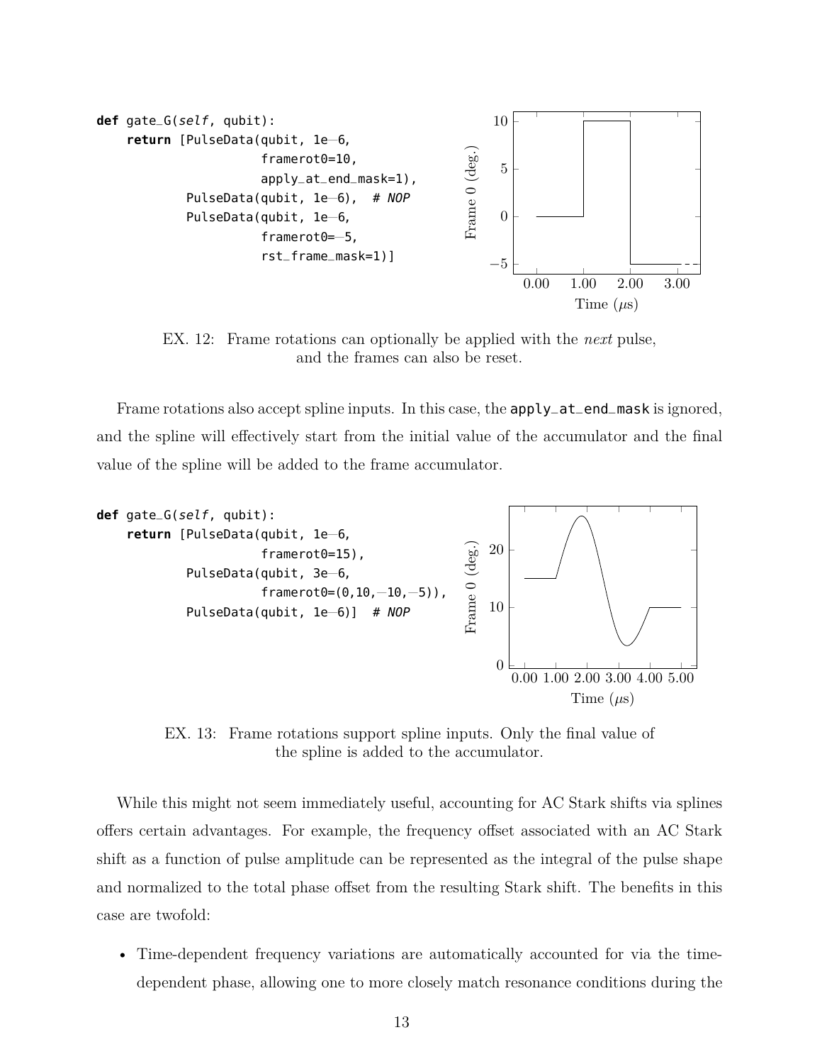```
def gate_G(self, qubit):
    return [PulseData(qubit, 1e-6,
                      framerot0=10,
                      apply_at_end_mask=1),
            PulseData(qubit, 1e-6),  # NOP
            PulseData(qubit, 1e-6,
                      framerot0=-5,
                      rst_frame_mask=1)]
```

EX. 12: Frame rotations can optionally be applied with the *next* pulse, and the frames can also be reset.

Frame rotations also accept spline inputs. In this case, the `apply_at_end_mask` is ignored, and the spline will effectively start from the initial value of the accumulator and the final value of the spline will be added to the frame accumulator.

```
def gate_G(self, qubit):
    return [PulseData(qubit, 1e-6,
                      framerot0=15),
            PulseData(qubit, 3e-6,
                      framerot0=(0,10,-10,-5)),
            PulseData(qubit, 1e-6)]  # NOP
```

EX. 13: Frame rotations support spline inputs. Only the final value of the spline is added to the accumulator.

While this might not seem immediately useful, accounting for AC Stark shifts via splines offers certain advantages. For example, the frequency offset associated with an AC Stark shift as a function of pulse amplitude can be represented as the integral of the pulse shape and normalized to the total phase offset from the resulting Stark shift. The benefits in this case are twofold:

- Time-dependent frequency variations are automatically accounted for via the time-dependent phase, allowing one to more closely match resonance conditions during the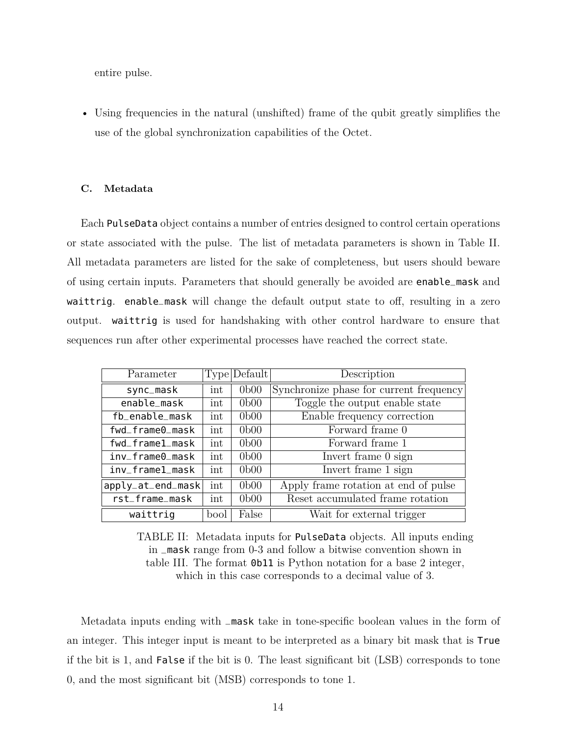entire pulse.

- Using frequencies in the natural (unshifted) frame of the qubit greatly simplifies the use of the global synchronization capabilities of the Octet.

### C. Metadata

Each `PulseData` object contains a number of entries designed to control certain operations or state associated with the pulse. The list of metadata parameters is shown in Table II. All metadata parameters are listed for the sake of completeness, but users should beware of using certain inputs. Parameters that should generally be avoided are `enable_mask` and `waittrig`. `enable_mask` will change the default output state to off, resulting in a zero output. `waittrig` is used for handshaking with other control hardware to ensure that sequences run after other experimental processes have reached the correct state.

| Parameter | Type | Default | Description |
|---|---|---|---|
| `sync_mask` | int | 0b00 | Synchronize phase for current frequency |
| `enable_mask` | int | 0b00 | Toggle the output enable state |
| `fb_enable_mask` | int | 0b00 | Enable frequency correction |
| `fwd_frame0_mask` | int | 0b00 | Forward frame 0 |
| `fwd_frame1_mask` | int | 0b00 | Forward frame 1 |
| `inv_frame0_mask` | int | 0b00 | Invert frame 0 sign |
| `inv_frame1_mask` | int | 0b00 | Invert frame 1 sign |
| `apply_at_end_mask` | int | 0b00 | Apply frame rotation at end of pulse |
| `rst_frame_mask` | int | 0b00 | Reset accumulated frame rotation |
| `waittrig` | bool | False | Wait for external trigger |

TABLE II: Metadata inputs for `PulseData` objects. All inputs ending in `_mask` range from 0-3 and follow a bitwise convention shown in table III. The format `0b11` is Python notation for a base 2 integer, which in this case corresponds to a decimal value of 3.

Metadata inputs ending with `_mask` take in tone-specific boolean values in the form of an integer. This integer input is meant to be interpreted as a binary bit mask that is `True` if the bit is 1, and `False` if the bit is 0. The least significant bit (LSB) corresponds to tone 0, and the most significant bit (MSB) corresponds to tone 1.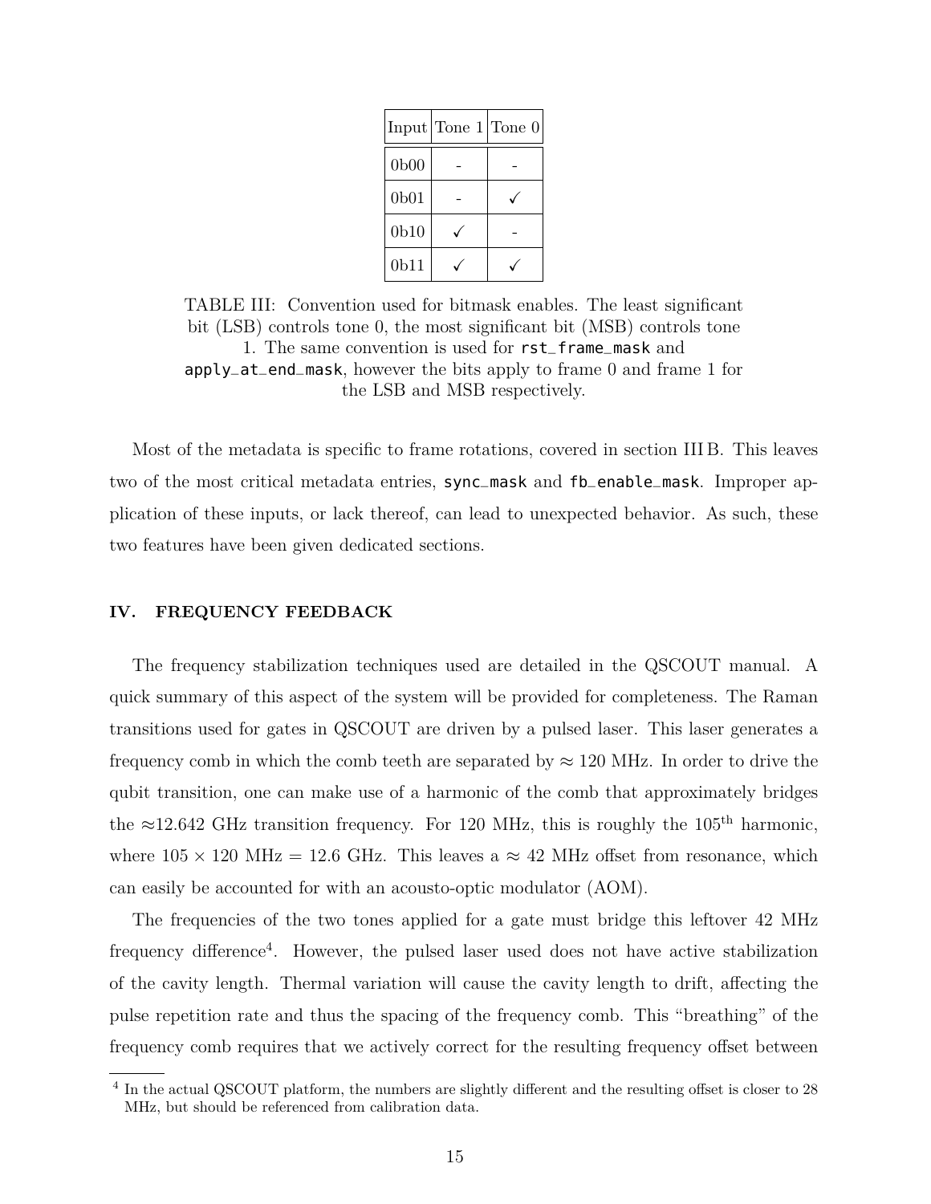| Input | Tone 1 | Tone 0 |
|---|---|---|
| 0b00 | - | - |
| 0b01 | - | ✓ |
| 0b10 | ✓ | - |
| 0b11 | ✓ | ✓ |

TABLE III: Convention used for bitmask enables. The least significant bit (LSB) controls tone 0, the most significant bit (MSB) controls tone 1. The same convention is used for `rst_frame_mask` and `apply_at_end_mask`, however the bits apply to frame 0 and frame 1 for the LSB and MSB respectively.

Most of the metadata is specific to frame rotations, covered in section III B. This leaves two of the most critical metadata entries, `sync_mask` and `fb_enable_mask`. Improper application of these inputs, or lack thereof, can lead to unexpected behavior. As such, these two features have been given dedicated sections.

## IV. FREQUENCY FEEDBACK

The frequency stabilization techniques used are detailed in the QSCOUT manual. A quick summary of this aspect of the system will be provided for completeness. The Raman transitions used for gates in QSCOUT are driven by a pulsed laser. This laser generates a frequency comb in which the comb teeth are separated by $\approx$ 120 MHz. In order to drive the qubit transition, one can make use of a harmonic of the comb that approximately bridges the $\approx$12.642 GHz transition frequency. For 120 MHz, this is roughly the 105$^{\text{th}}$ harmonic, where $105 \times 120$ MHz = 12.6 GHz. This leaves a $\approx$ 42 MHz offset from resonance, which can easily be accounted for with an acousto-optic modulator (AOM).

The frequencies of the two tones applied for a gate must bridge this leftover 42 MHz frequency difference[4]. However, the pulsed laser used does not have active stabilization of the cavity length. Thermal variation will cause the cavity length to drift, affecting the pulse repetition rate and thus the spacing of the frequency comb. This "breathing" of the frequency comb requires that we actively correct for the resulting frequency offset between

[4] In the actual QSCOUT platform, the numbers are slightly different and the resulting offset is closer to 28 MHz, but should be referenced from calibration data.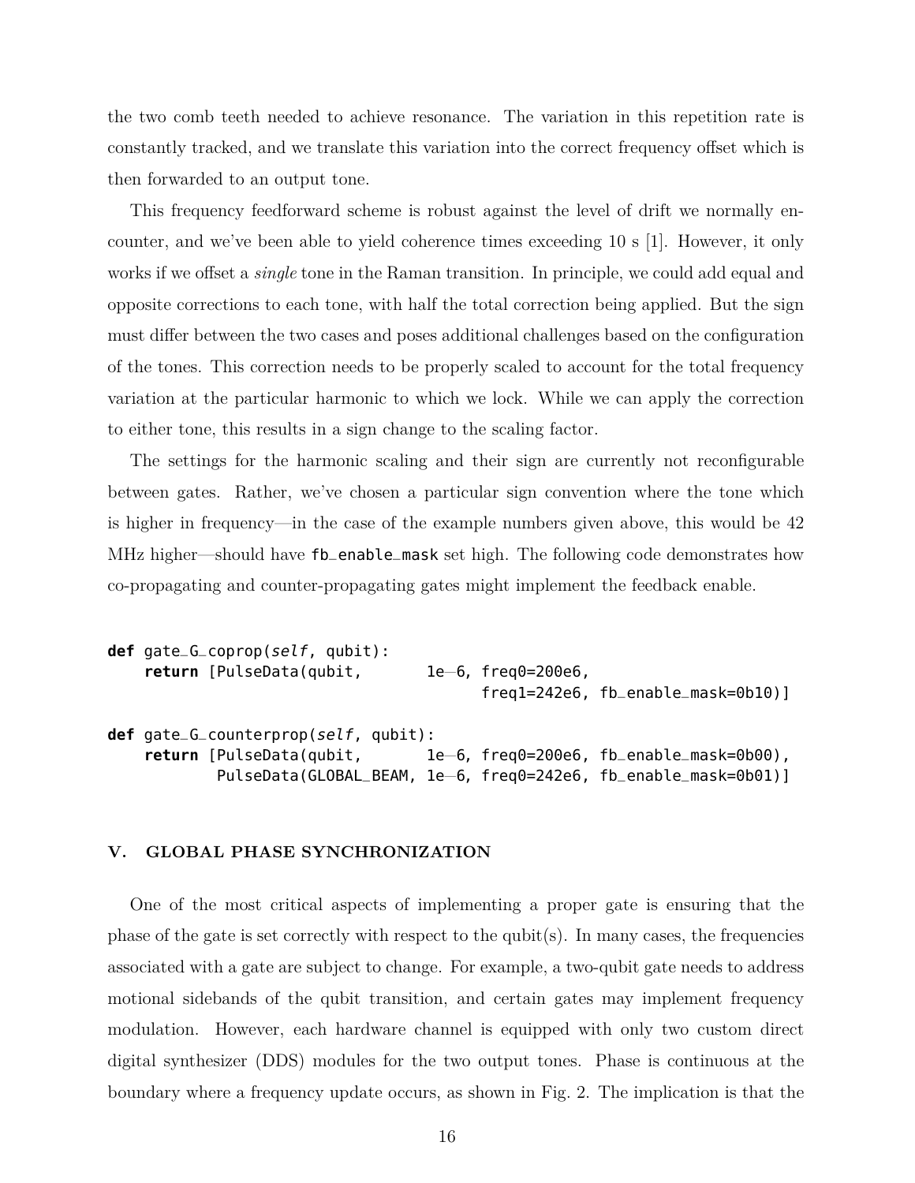the two comb teeth needed to achieve resonance. The variation in this repetition rate is constantly tracked, and we translate this variation into the correct frequency offset which is then forwarded to an output tone.

This frequency feedforward scheme is robust against the level of drift we normally encounter, and we've been able to yield coherence times exceeding 10 s [1]. However, it only works if we offset a *single* tone in the Raman transition. In principle, we could add equal and opposite corrections to each tone, with half the total correction being applied. But the sign must differ between the two cases and poses additional challenges based on the configuration of the tones. This correction needs to be properly scaled to account for the total frequency variation at the particular harmonic to which we lock. While we can apply the correction to either tone, this results in a sign change to the scaling factor.

The settings for the harmonic scaling and their sign are currently not reconfigurable between gates. Rather, we've chosen a particular sign convention where the tone which is higher in frequency—in the case of the example numbers given above, this would be 42 MHz higher—should have `fb_enable_mask` set high. The following code demonstrates how co-propagating and counter-propagating gates might implement the feedback enable.

```
def gate_G_coprop(self, qubit):
    return [PulseData(qubit,       1e-6, freq0=200e6,
                                         freq1=242e6, fb_enable_mask=0b10)]

def gate_G_counterprop(self, qubit):
    return [PulseData(qubit,       1e-6, freq0=200e6, fb_enable_mask=0b00),
            PulseData(GLOBAL_BEAM, 1e-6, freq0=242e6, fb_enable_mask=0b01)]
```

## V. GLOBAL PHASE SYNCHRONIZATION

One of the most critical aspects of implementing a proper gate is ensuring that the phase of the gate is set correctly with respect to the qubit(s). In many cases, the frequencies associated with a gate are subject to change. For example, a two-qubit gate needs to address motional sidebands of the qubit transition, and certain gates may implement frequency modulation. However, each hardware channel is equipped with only two custom direct digital synthesizer (DDS) modules for the two output tones. Phase is continuous at the boundary where a frequency update occurs, as shown in Fig. 2. The implication is that the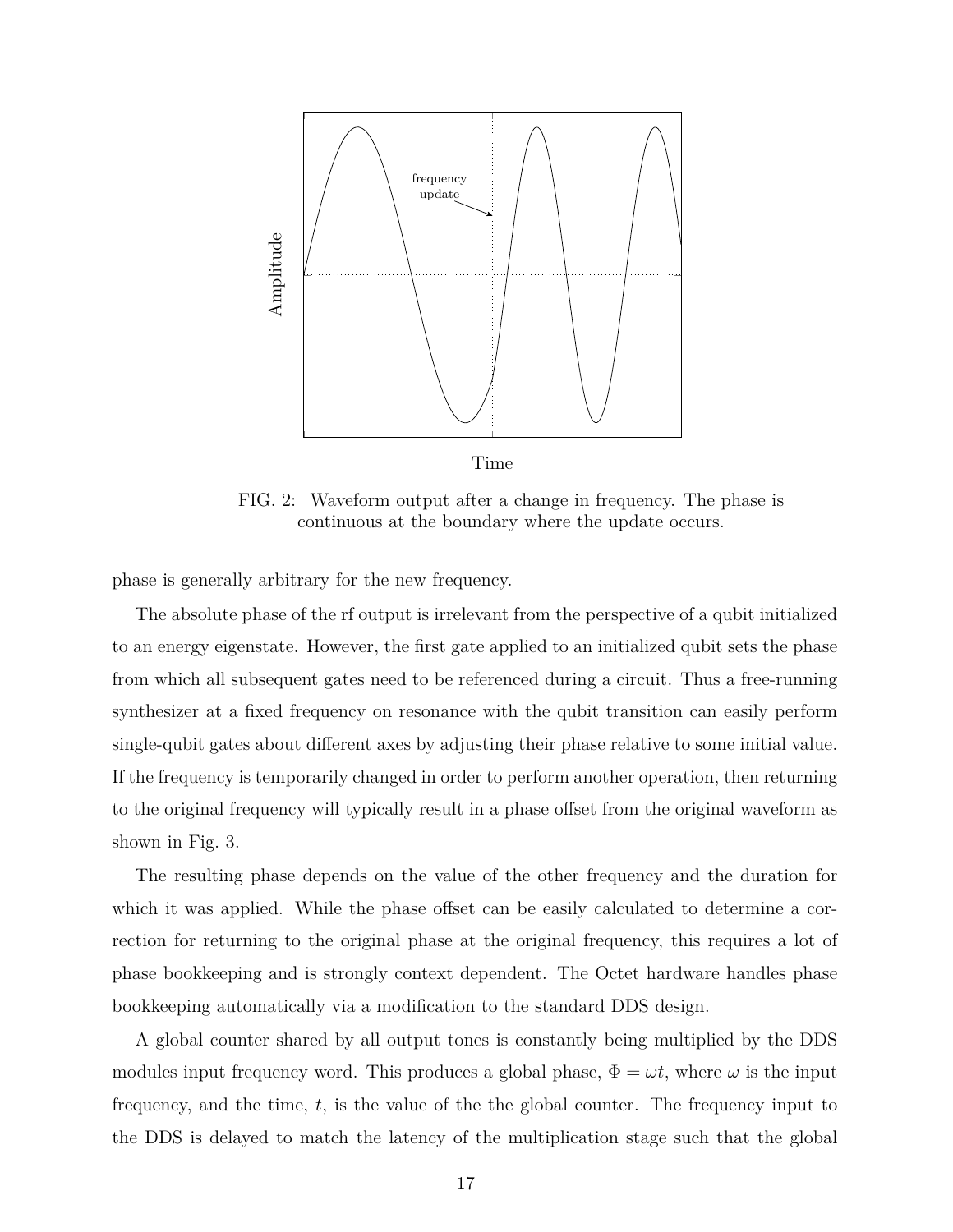FIG. 2: Waveform output after a change in frequency. The phase is continuous at the boundary where the update occurs.

phase is generally arbitrary for the new frequency.

The absolute phase of the rf output is irrelevant from the perspective of a qubit initialized to an energy eigenstate. However, the first gate applied to an initialized qubit sets the phase from which all subsequent gates need to be referenced during a circuit. Thus a free-running synthesizer at a fixed frequency on resonance with the qubit transition can easily perform single-qubit gates about different axes by adjusting their phase relative to some initial value. If the frequency is temporarily changed in order to perform another operation, then returning to the original frequency will typically result in a phase offset from the original waveform as shown in Fig. 3.

The resulting phase depends on the value of the other frequency and the duration for which it was applied. While the phase offset can be easily calculated to determine a correction for returning to the original phase at the original frequency, this requires a lot of phase bookkeeping and is strongly context dependent. The Octet hardware handles phase bookkeeping automatically via a modification to the standard DDS design.

A global counter shared by all output tones is constantly being multiplied by the DDS modules input frequency word. This produces a global phase, $\Phi = \omega t$, where $\omega$ is the input frequency, and the time, $t$, is the value of the the global counter. The frequency input to the DDS is delayed to match the latency of the multiplication stage such that the global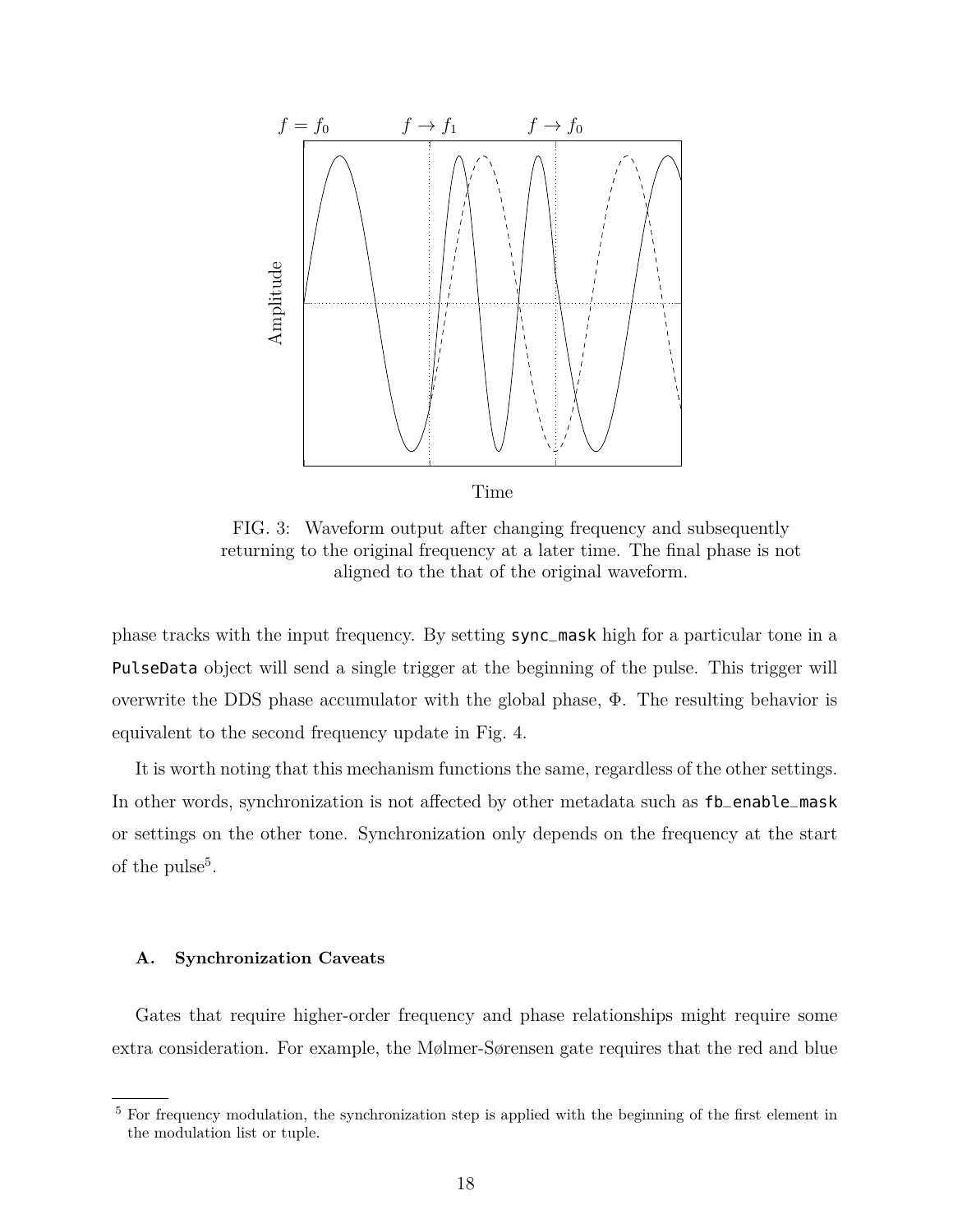FIG. 3: Waveform output after changing frequency and subsequently returning to the original frequency at a later time. The final phase is not aligned to the that of the original waveform.

phase tracks with the input frequency. By setting `sync_mask` high for a particular tone in a `PulseData` object will send a single trigger at the beginning of the pulse. This trigger will overwrite the DDS phase accumulator with the global phase, $\Phi$. The resulting behavior is equivalent to the second frequency update in Fig. 4.

It is worth noting that this mechanism functions the same, regardless of the other settings. In other words, synchronization is not affected by other metadata such as `fb_enable_mask` or settings on the other tone. Synchronization only depends on the frequency at the start of the pulse[5].

### A. Synchronization Caveats

Gates that require higher-order frequency and phase relationships might require some extra consideration. For example, the Mølmer-Sørensen gate requires that the red and blue

[5] For frequency modulation, the synchronization step is applied with the beginning of the first element in the modulation list or tuple.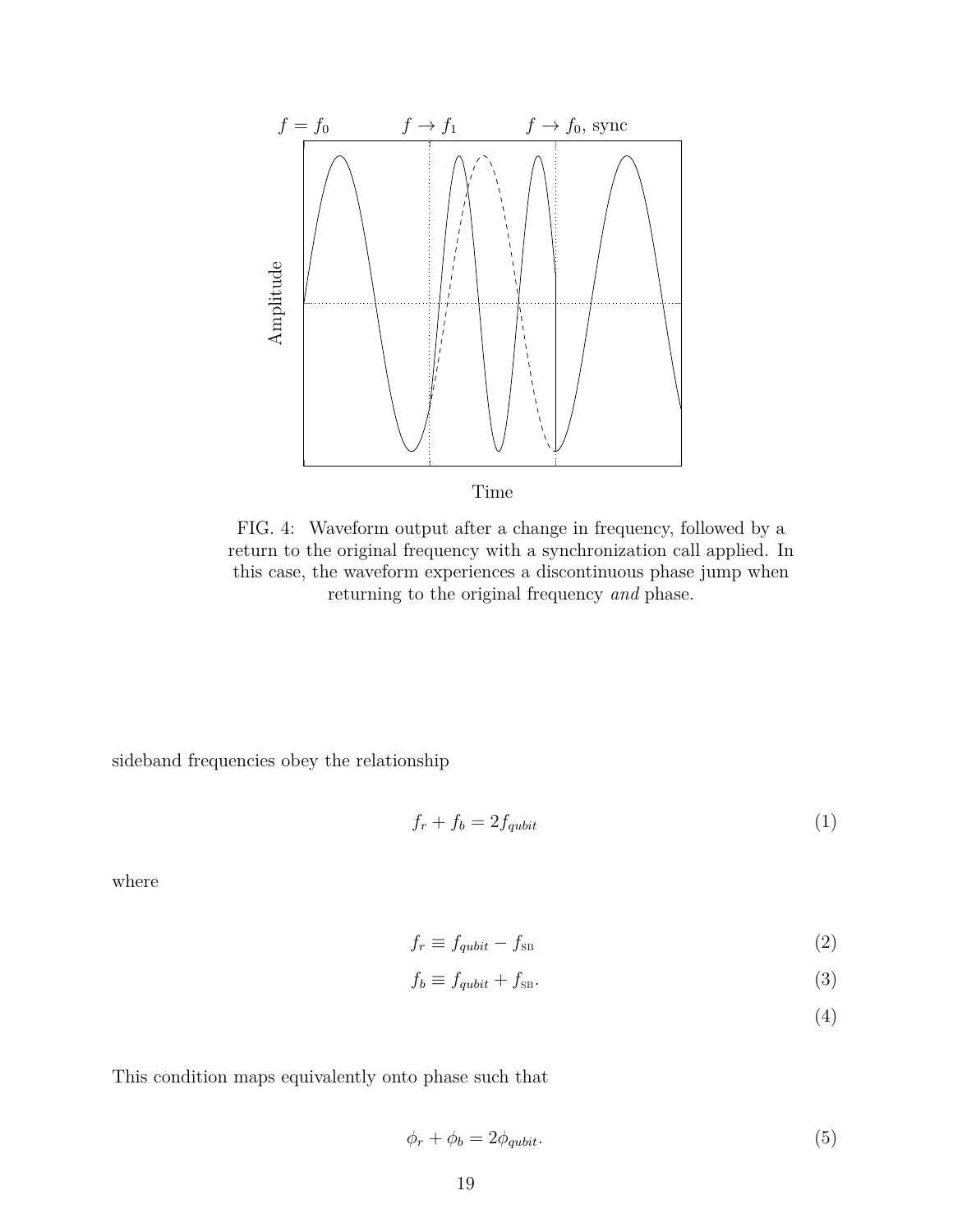FIG. 4: Waveform output after a change in frequency, followed by a return to the original frequency with a synchronization call applied. In this case, the waveform experiences a discontinuous phase jump when returning to the original frequency *and* phase.

sideband frequencies obey the relationship

$$f_r + f_b = 2f_{qubit} \tag{1}$$

where

$$f_r \equiv f_{qubit} - f_{\text{SB}} \tag{2}$$

$$f_b \equiv f_{qubit} + f_{\text{SB}}. \tag{3}$$

$$\tag{4}$$

This condition maps equivalently onto phase such that

$$\phi_r + \phi_b = 2\phi_{qubit}. \tag{5}$$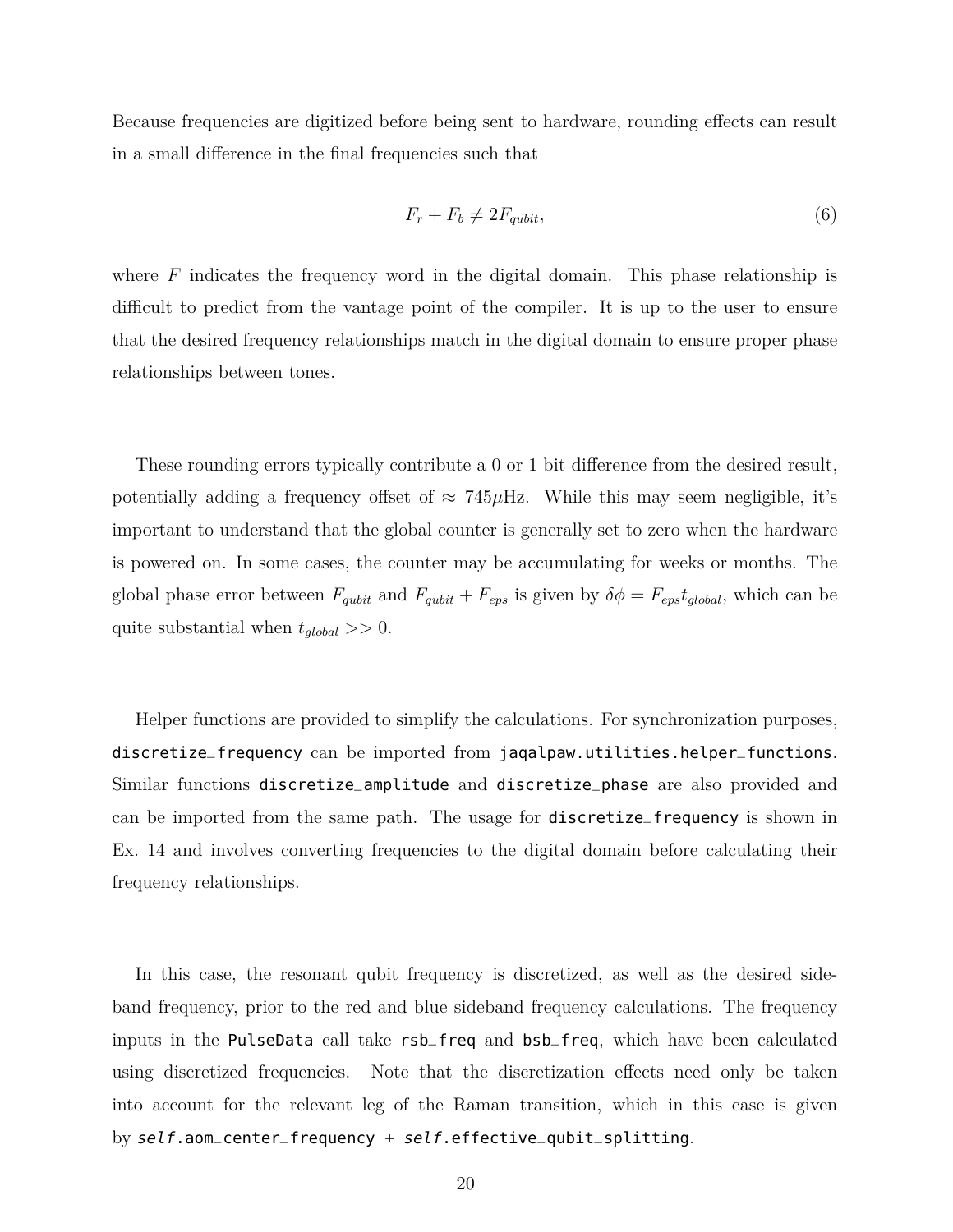Because frequencies are digitized before being sent to hardware, rounding effects can result in a small difference in the final frequencies such that

$$F_r + F_b \neq 2F_{qubit}, \tag{6}$$

where $F$ indicates the frequency word in the digital domain. This phase relationship is difficult to predict from the vantage point of the compiler. It is up to the user to ensure that the desired frequency relationships match in the digital domain to ensure proper phase relationships between tones.

These rounding errors typically contribute a 0 or 1 bit difference from the desired result, potentially adding a frequency offset of $\approx 745\mu$Hz. While this may seem negligible, it's important to understand that the global counter is generally set to zero when the hardware is powered on. In some cases, the counter may be accumulating for weeks or months. The global phase error between $F_{qubit}$ and $F_{qubit} + F_{eps}$ is given by $\delta\phi = F_{eps}t_{global}$, which can be quite substantial when $t_{global} >> 0$.

Helper functions are provided to simplify the calculations. For synchronization purposes, `discretize_frequency` can be imported from `jaqalpaw.utilities.helper_functions`. Similar functions `discretize_amplitude` and `discretize_phase` are also provided and can be imported from the same path. The usage for `discretize_frequency` is shown in Ex. 14 and involves converting frequencies to the digital domain before calculating their frequency relationships.

In this case, the resonant qubit frequency is discretized, as well as the desired sideband frequency, prior to the red and blue sideband frequency calculations. The frequency inputs in the `PulseData` call take `rsb_freq` and `bsb_freq`, which have been calculated using discretized frequencies. Note that the discretization effects need only be taken into account for the relevant leg of the Raman transition, which in this case is given by `self.aom_center_frequency + self.effective_qubit_splitting`.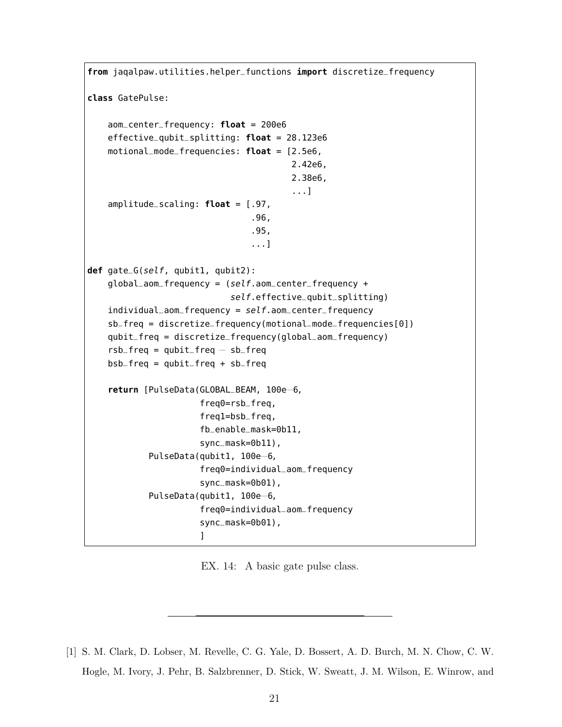```
from jaqalpaw.utilities.helper_functions import discretize_frequency

class GatePulse:

    aom_center_frequency: float = 200e6
    effective_qubit_splitting: float = 28.123e6
    motional_mode_frequencies: float = [2.5e6,
                                        2.42e6,
                                        2.38e6,
                                        ...]
    amplitude_scaling: float = [.97,
                                .96,
                                .95,
                                ...]

def gate_G(self, qubit1, qubit2):
    global_aom_frequency = (self.aom_center_frequency +
                            self.effective_qubit_splitting)
    individual_aom_frequency = self.aom_center_frequency
    sb_freq = discretize_frequency(motional_mode_frequencies[0])
    qubit_freq = discretize_frequency(global_aom_frequency)
    rsb_freq = qubit_freq - sb_freq
    bsb_freq = qubit_freq + sb_freq

    return [PulseData(GLOBAL_BEAM, 100e-6,
                      freq0=rsb_freq,
                      freq1=bsb_freq,
                      fb_enable_mask=0b11,
                      sync_mask=0b11),
            PulseData(qubit1, 100e-6,
                      freq0=individual_aom_frequency
                      sync_mask=0b01),
            PulseData(qubit1, 100e-6,
                      freq0=individual_aom_frequency
                      sync_mask=0b01),
                      ]
```

EX. 14: A basic gate pulse class.

---

[1] S. M. Clark, D. Lobser, M. Revelle, C. G. Yale, D. Bossert, A. D. Burch, M. N. Chow, C. W. Hogle, M. Ivory, J. Pehr, B. Salzbrenner, D. Stick, W. Sweatt, J. M. Wilson, E. Winrow, and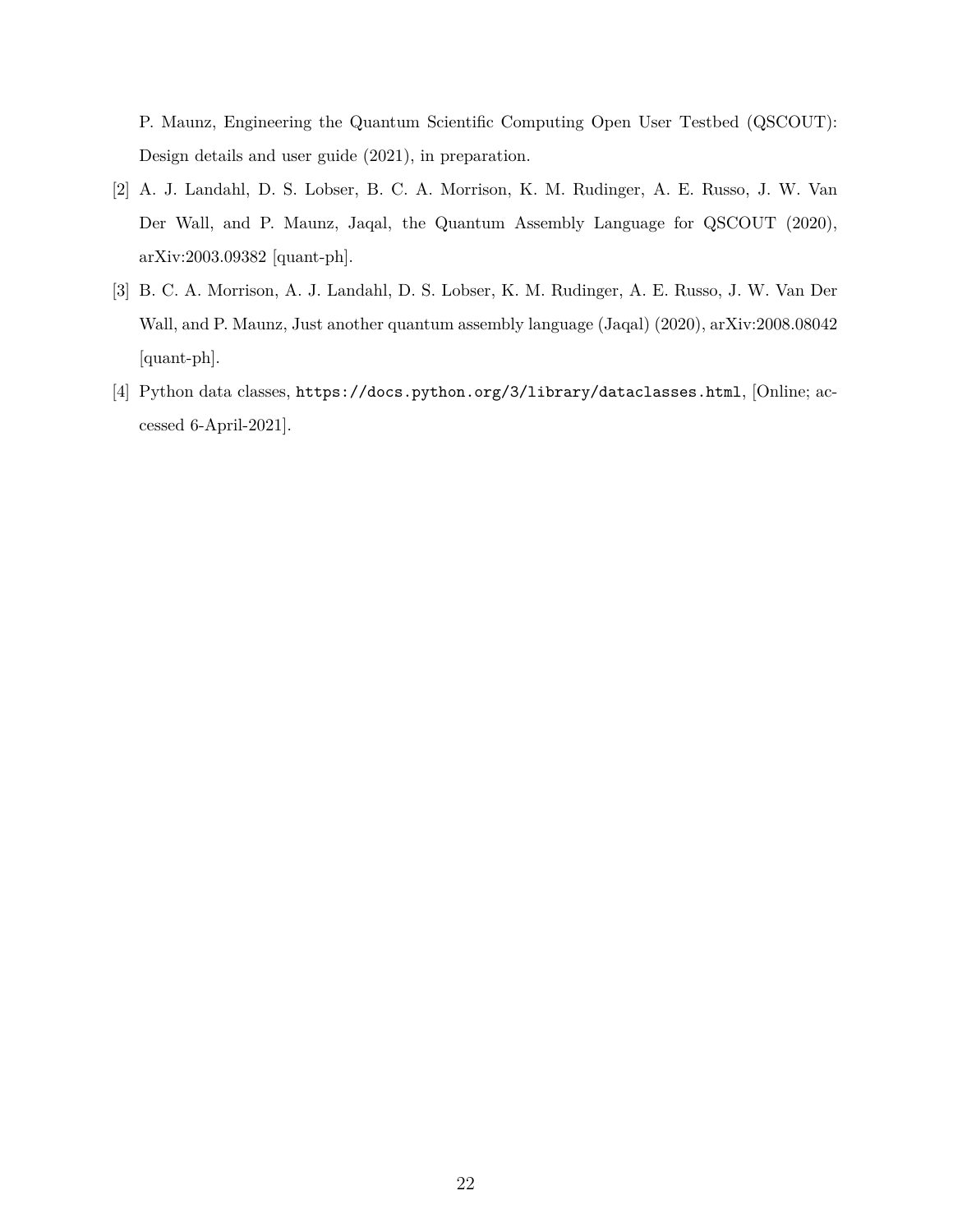P. Maunz, Engineering the Quantum Scientific Computing Open User Testbed (QSCOUT): Design details and user guide (2021), in preparation.

[2] A. J. Landahl, D. S. Lobser, B. C. A. Morrison, K. M. Rudinger, A. E. Russo, J. W. Van Der Wall, and P. Maunz, Jaqal, the Quantum Assembly Language for QSCOUT (2020), arXiv:2003.09382 [quant-ph].

[3] B. C. A. Morrison, A. J. Landahl, D. S. Lobser, K. M. Rudinger, A. E. Russo, J. W. Van Der Wall, and P. Maunz, Just another quantum assembly language (Jaqal) (2020), arXiv:2008.08042 [quant-ph].

[4] Python data classes, `https://docs.python.org/3/library/dataclasses.html`, [Online; accessed 6-April-2021].